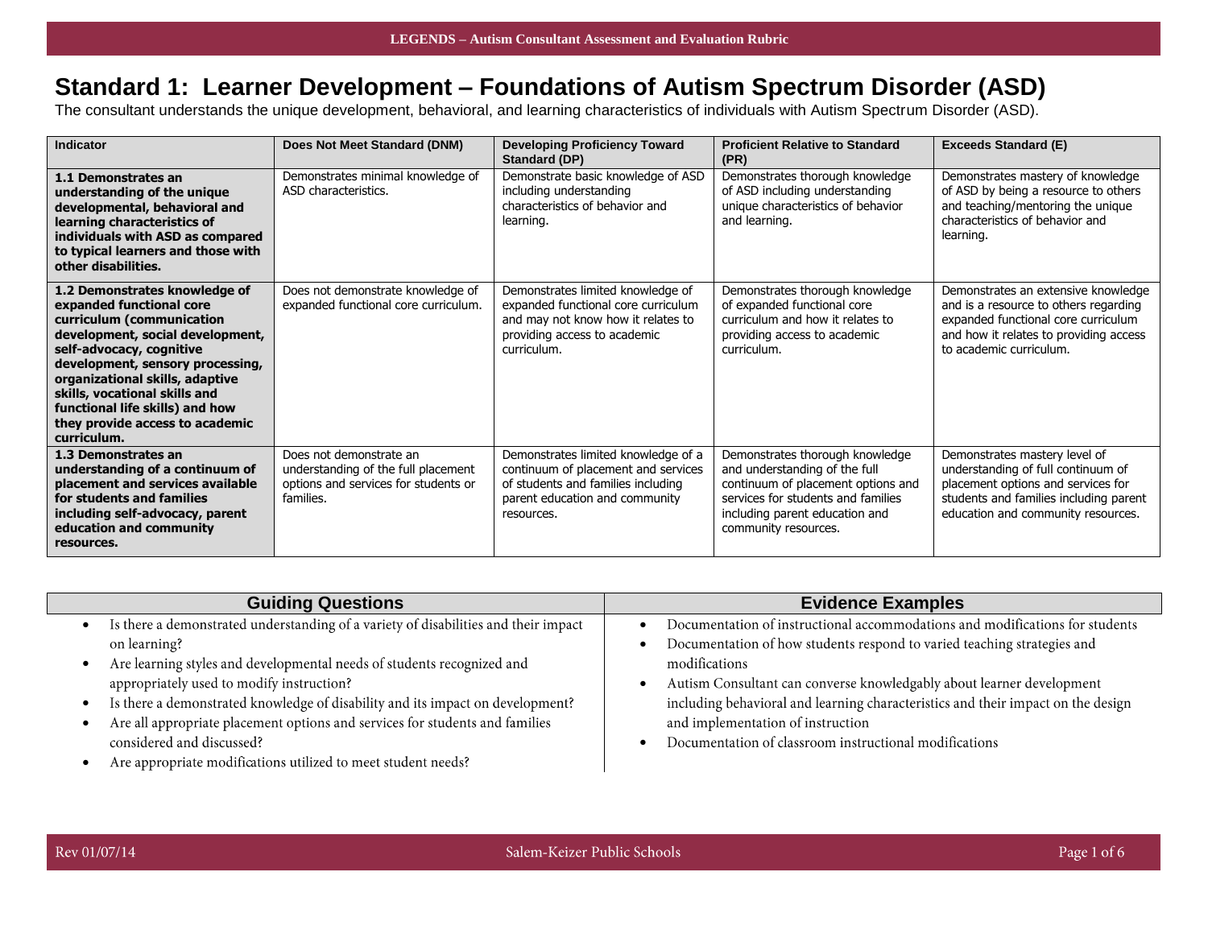# Standard 1: Learner Development – Foundations of Autism Spectrum Disorder (ASD)

The consultant understands the unique development, behavioral, and learning characteristics of individuals with Autism Spectrum Disorder (ASD).

| Indicator | Does Not Meet Standard (DNM) | Developing Proficiency Toward Standard (DP) | Proficient Relative to Standard (PR) | Exceeds Standard (E) |
|---|---|---|---|---|
| **1.1 Demonstrates an understanding of the unique developmental, behavioral and learning characteristics of individuals with ASD as compared to typical learners and those with other disabilities.** | Demonstrates minimal knowledge of ASD characteristics. | Demonstrate basic knowledge of ASD including understanding characteristics of behavior and learning. | Demonstrates thorough knowledge of ASD including understanding unique characteristics of behavior and learning. | Demonstrates mastery of knowledge of ASD by being a resource to others and teaching/mentoring the unique characteristics of behavior and learning. |
| **1.2 Demonstrates knowledge of expanded functional core curriculum (communication development, social development, self-advocacy, cognitive development, sensory processing, organizational skills, adaptive skills, vocational skills and functional life skills) and how they provide access to academic curriculum.** | Does not demonstrate knowledge of expanded functional core curriculum. | Demonstrates limited knowledge of expanded functional core curriculum and may not know how it relates to providing access to academic curriculum. | Demonstrates thorough knowledge of expanded functional core curriculum and how it relates to providing access to academic curriculum. | Demonstrates an extensive knowledge and is a resource to others regarding expanded functional core curriculum and how it relates to providing access to academic curriculum. |
| **1.3 Demonstrates an understanding of a continuum of placement and services available for students and families including self-advocacy, parent education and community resources.** | Does not demonstrate an understanding of the full placement options and services for students or families. | Demonstrates limited knowledge of a continuum of placement and services of students and families including parent education and community resources. | Demonstrates thorough knowledge and understanding of the full continuum of placement options and services for students and families including parent education and community resources. | Demonstrates mastery level of understanding of full continuum of placement options and services for students and families including parent education and community resources. |

| Guiding Questions | Evidence Examples |
|---|---|
| • Is there a demonstrated understanding of a variety of disabilities and their impact on learning?<br>• Are learning styles and developmental needs of students recognized and appropriately used to modify instruction?<br>• Is there a demonstrated knowledge of disability and its impact on development?<br>• Are all appropriate placement options and services for students and families considered and discussed?<br>• Are appropriate modifications utilized to meet student needs? | • Documentation of instructional accommodations and modifications for students<br>• Documentation of how students respond to varied teaching strategies and modifications<br>• Autism Consultant can converse knowledgably about learner development including behavioral and learning characteristics and their impact on the design and implementation of instruction<br>• Documentation of classroom instructional modifications |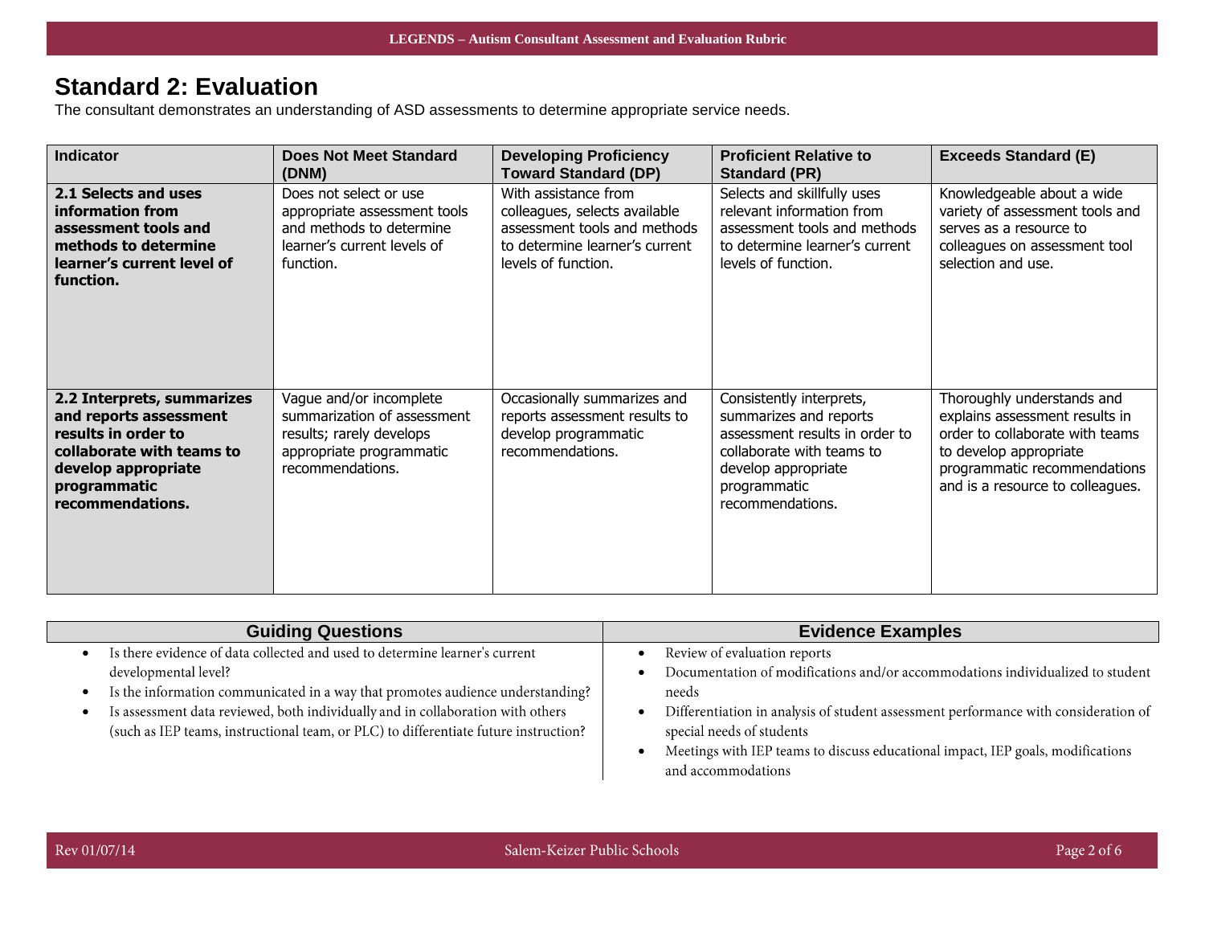# Standard 2: Evaluation

The consultant demonstrates an understanding of ASD assessments to determine appropriate service needs.

| Indicator | Does Not Meet Standard (DNM) | Developing Proficiency Toward Standard (DP) | Proficient Relative to Standard (PR) | Exceeds Standard (E) |
|---|---|---|---|---|
| **2.1 Selects and uses information from assessment tools and methods to determine learner's current level of function.** | Does not select or use appropriate assessment tools and methods to determine learner's current levels of function. | With assistance from colleagues, selects available assessment tools and methods to determine learner's current levels of function. | Selects and skillfully uses relevant information from assessment tools and methods to determine learner's current levels of function. | Knowledgeable about a wide variety of assessment tools and serves as a resource to colleagues on assessment tool selection and use. |
| **2.2 Interprets, summarizes and reports assessment results in order to collaborate with teams to develop appropriate programmatic recommendations.** | Vague and/or incomplete summarization of assessment results; rarely develops appropriate programmatic recommendations. | Occasionally summarizes and reports assessment results to develop programmatic recommendations. | Consistently interprets, summarizes and reports assessment results in order to collaborate with teams to develop appropriate programmatic recommendations. | Thoroughly understands and explains assessment results in order to collaborate with teams to develop appropriate programmatic recommendations and is a resource to colleagues. |

| Guiding Questions | Evidence Examples |
|---|---|
| • Is there evidence of data collected and used to determine learner's current developmental level?<br>• Is the information communicated in a way that promotes audience understanding?<br>• Is assessment data reviewed, both individually and in collaboration with others (such as IEP teams, instructional team, or PLC) to differentiate future instruction? | • Review of evaluation reports<br>• Documentation of modifications and/or accommodations individualized to student needs<br>• Differentiation in analysis of student assessment performance with consideration of special needs of students<br>• Meetings with IEP teams to discuss educational impact, IEP goals, modifications and accommodations |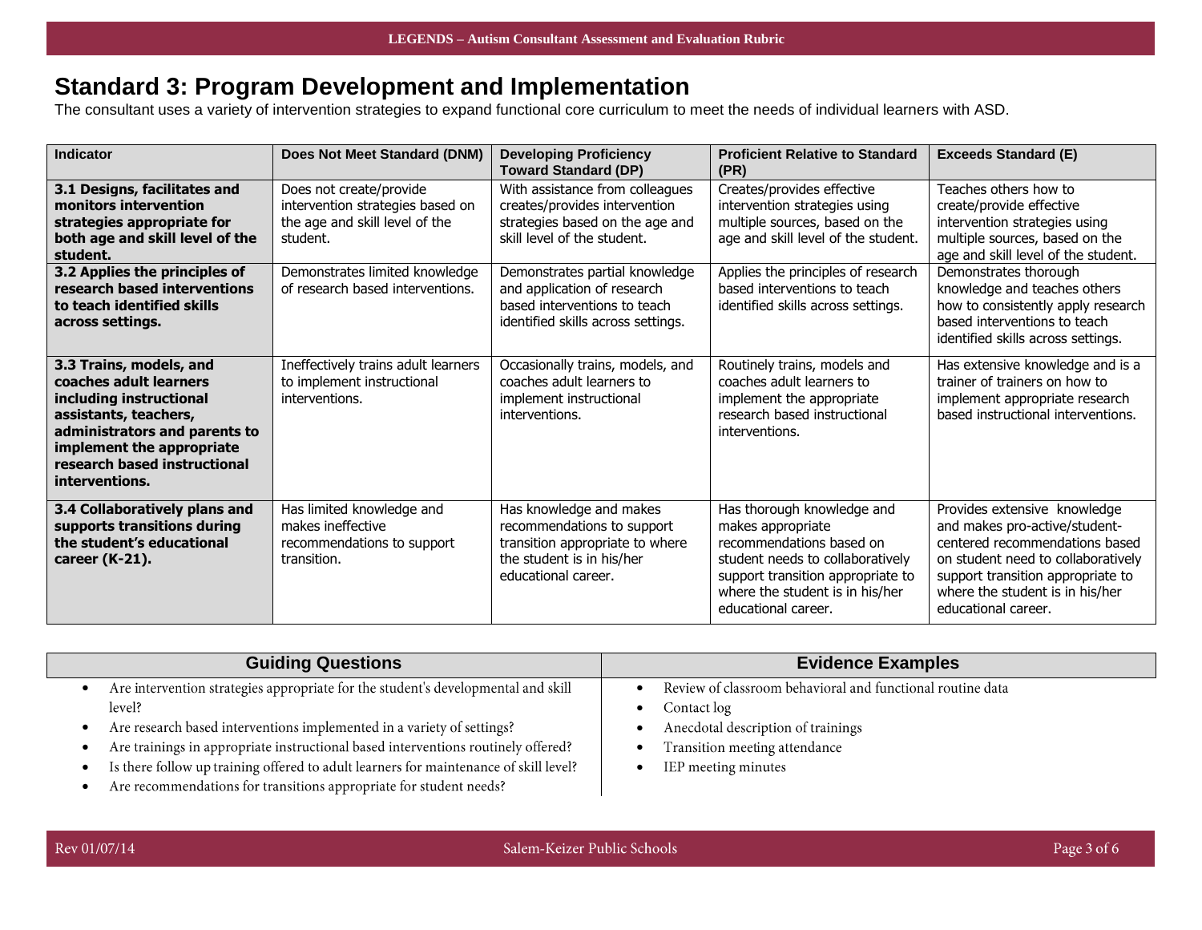# Standard 3: Program Development and Implementation

The consultant uses a variety of intervention strategies to expand functional core curriculum to meet the needs of individual learners with ASD.

| Indicator | Does Not Meet Standard (DNM) | Developing Proficiency Toward Standard (DP) | Proficient Relative to Standard (PR) | Exceeds Standard (E) |
|---|---|---|---|---|
| **3.1 Designs, facilitates and monitors intervention strategies appropriate for both age and skill level of the student.** | Does not create/provide intervention strategies based on the age and skill level of the student. | With assistance from colleagues creates/provides intervention strategies based on the age and skill level of the student. | Creates/provides effective intervention strategies using multiple sources, based on the age and skill level of the student. | Teaches others how to create/provide effective intervention strategies using multiple sources, based on the age and skill level of the student. |
| **3.2 Applies the principles of research based interventions to teach identified skills across settings.** | Demonstrates limited knowledge of research based interventions. | Demonstrates partial knowledge and application of research based interventions to teach identified skills across settings. | Applies the principles of research based interventions to teach identified skills across settings. | Demonstrates thorough knowledge and teaches others how to consistently apply research based interventions to teach identified skills across settings. |
| **3.3 Trains, models, and coaches adult learners including instructional assistants, teachers, administrators and parents to implement the appropriate research based instructional interventions.** | Ineffectively trains adult learners to implement instructional interventions. | Occasionally trains, models, and coaches adult learners to implement instructional interventions. | Routinely trains, models and coaches adult learners to implement the appropriate research based instructional interventions. | Has extensive knowledge and is a trainer of trainers on how to implement appropriate research based instructional interventions. |
| **3.4 Collaboratively plans and supports transitions during the student's educational career (K-21).** | Has limited knowledge and makes ineffective recommendations to support transition. | Has knowledge and makes recommendations to support transition appropriate to where the student is in his/her educational career. | Has thorough knowledge and makes appropriate recommendations based on student needs to collaboratively support transition appropriate to where the student is in his/her educational career. | Provides extensive knowledge and makes pro-active/student-centered recommendations based on student need to collaboratively support transition appropriate to where the student is in his/her educational career. |

| Guiding Questions | Evidence Examples |
|---|---|
| • Are intervention strategies appropriate for the student's developmental and skill level?<br>• Are research based interventions implemented in a variety of settings?<br>• Are trainings in appropriate instructional based interventions routinely offered?<br>• Is there follow up training offered to adult learners for maintenance of skill level?<br>• Are recommendations for transitions appropriate for student needs? | • Review of classroom behavioral and functional routine data<br>• Contact log<br>• Anecdotal description of trainings<br>• Transition meeting attendance<br>• IEP meeting minutes |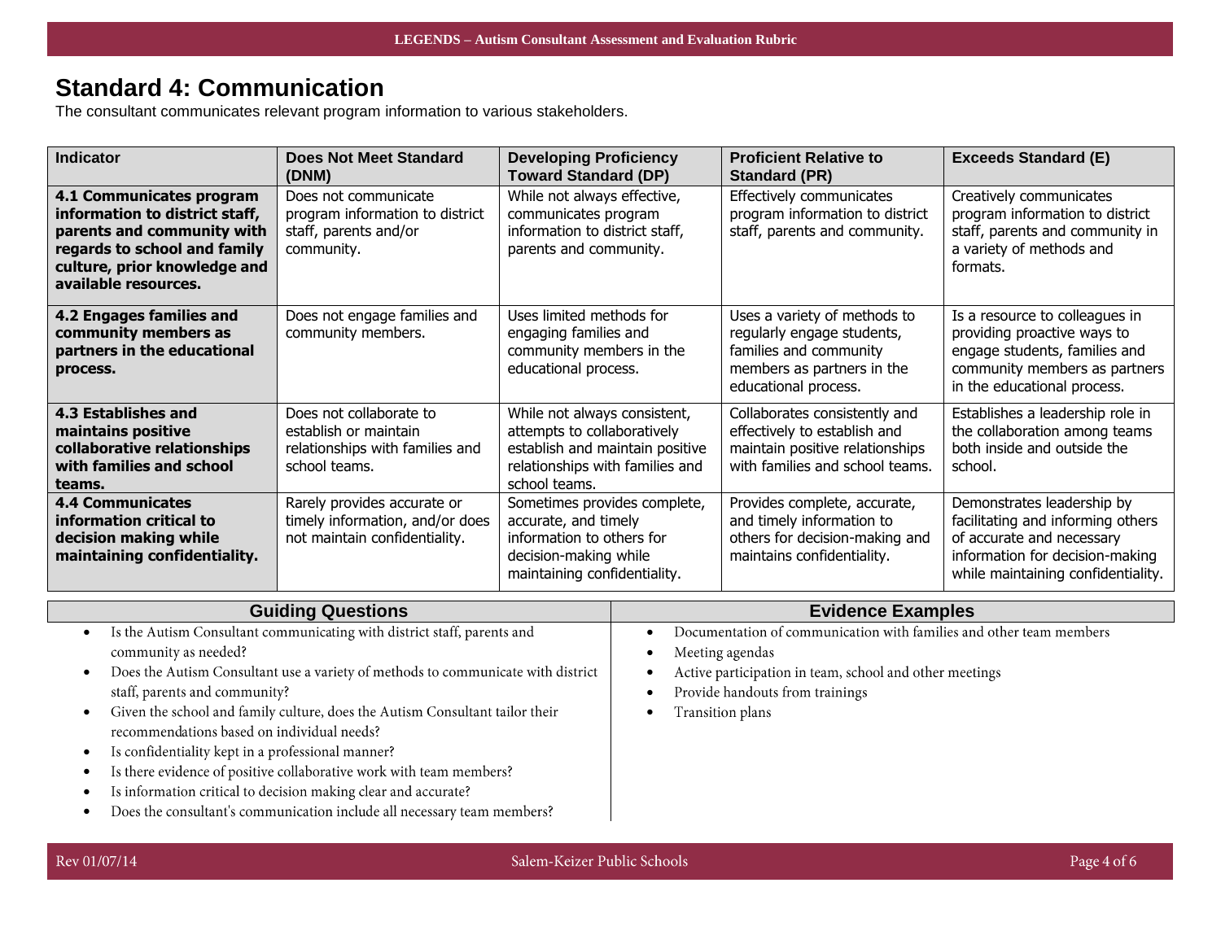## Standard 4: Communication

The consultant communicates relevant program information to various stakeholders.

| Indicator | Does Not Meet Standard (DNM) | Developing Proficiency Toward Standard (DP) | Proficient Relative to Standard (PR) | Exceeds Standard (E) |
|---|---|---|---|---|
| **4.1 Communicates program information to district staff, parents and community with regards to school and family culture, prior knowledge and available resources.** | Does not communicate program information to district staff, parents and/or community. | While not always effective, communicates program information to district staff, parents and community. | Effectively communicates program information to district staff, parents and community. | Creatively communicates program information to district staff, parents and community in a variety of methods and formats. |
| **4.2 Engages families and community members as partners in the educational process.** | Does not engage families and community members. | Uses limited methods for engaging families and community members in the educational process. | Uses a variety of methods to regularly engage students, families and community members as partners in the educational process. | Is a resource to colleagues in providing proactive ways to engage students, families and community members as partners in the educational process. |
| **4.3 Establishes and maintains positive collaborative relationships with families and school teams.** | Does not collaborate to establish or maintain relationships with families and school teams. | While not always consistent, attempts to collaboratively establish and maintain positive relationships with families and school teams. | Collaborates consistently and effectively to establish and maintain positive relationships with families and school teams. | Establishes a leadership role in the collaboration among teams both inside and outside the school. |
| **4.4 Communicates information critical to decision making while maintaining confidentiality.** | Rarely provides accurate or timely information, and/or does not maintain confidentiality. | Sometimes provides complete, accurate, and timely information to others for decision-making while maintaining confidentiality. | Provides complete, accurate, and timely information to others for decision-making and maintains confidentiality. | Demonstrates leadership by facilitating and informing others of accurate and necessary information for decision-making while maintaining confidentiality. |

| Guiding Questions | Evidence Examples |
|---|---|
| • Is the Autism Consultant communicating with district staff, parents and community as needed?<br>• Does the Autism Consultant use a variety of methods to communicate with district staff, parents and community?<br>• Given the school and family culture, does the Autism Consultant tailor their recommendations based on individual needs?<br>• Is confidentiality kept in a professional manner?<br>• Is there evidence of positive collaborative work with team members?<br>• Is information critical to decision making clear and accurate?<br>• Does the consultant's communication include all necessary team members? | • Documentation of communication with families and other team members<br>• Meeting agendas<br>• Active participation in team, school and other meetings<br>• Provide handouts from trainings<br>• Transition plans |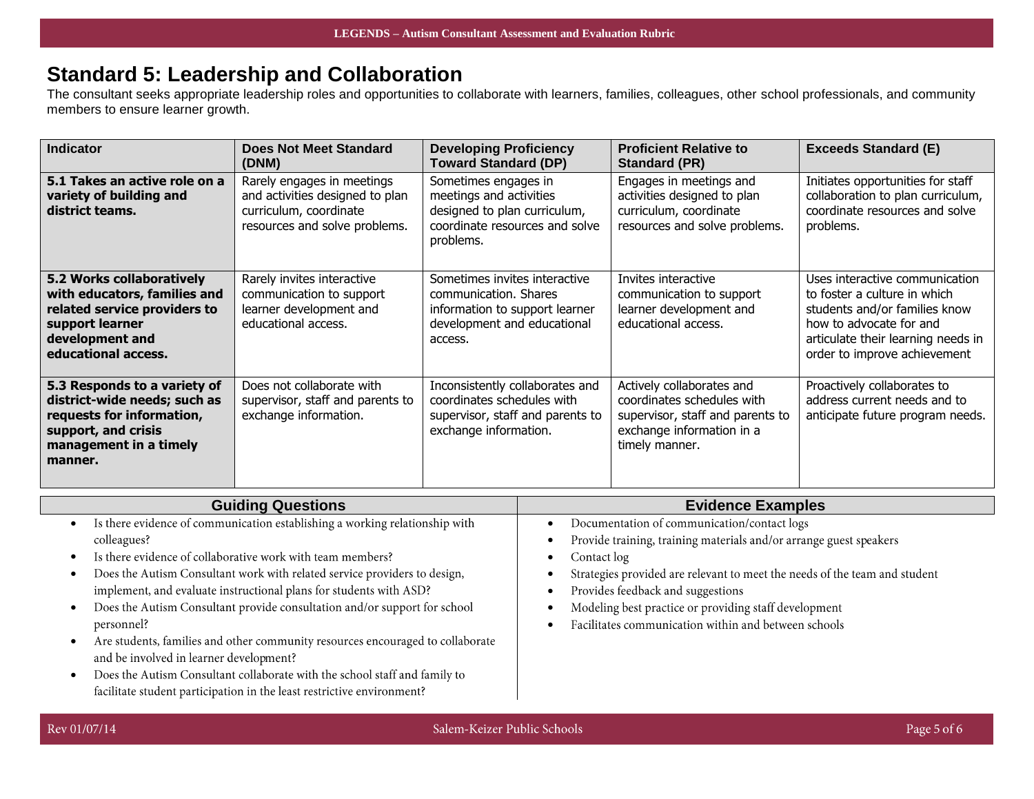## Standard 5: Leadership and Collaboration

The consultant seeks appropriate leadership roles and opportunities to collaborate with learners, families, colleagues, other school professionals, and community members to ensure learner growth.

| Indicator | Does Not Meet Standard (DNM) | Developing Proficiency Toward Standard (DP) | Proficient Relative to Standard (PR) | Exceeds Standard (E) |
|---|---|---|---|---|
| **5.1 Takes an active role on a variety of building and district teams.** | Rarely engages in meetings and activities designed to plan curriculum, coordinate resources and solve problems. | Sometimes engages in meetings and activities designed to plan curriculum, coordinate resources and solve problems. | Engages in meetings and activities designed to plan curriculum, coordinate resources and solve problems. | Initiates opportunities for staff collaboration to plan curriculum, coordinate resources and solve problems. |
| **5.2 Works collaboratively with educators, families and related service providers to support learner development and educational access.** | Rarely invites interactive communication to support learner development and educational access. | Sometimes invites interactive communication. Shares information to support learner development and educational access. | Invites interactive communication to support learner development and educational access. | Uses interactive communication to foster a culture in which students and/or families know how to advocate for and articulate their learning needs in order to improve achievement |
| **5.3 Responds to a variety of district-wide needs; such as requests for information, support, and crisis management in a timely manner.** | Does not collaborate with supervisor, staff and parents to exchange information. | Inconsistently collaborates and coordinates schedules with supervisor, staff and parents to exchange information. | Actively collaborates and coordinates schedules with supervisor, staff and parents to exchange information in a timely manner. | Proactively collaborates to address current needs and to anticipate future program needs. |

### Guiding Questions

- Is there evidence of communication establishing a working relationship with colleagues?
- Is there evidence of collaborative work with team members?
- Does the Autism Consultant work with related service providers to design, implement, and evaluate instructional plans for students with ASD?
- Does the Autism Consultant provide consultation and/or support for school personnel?
- Are students, families and other community resources encouraged to collaborate and be involved in learner development?
- Does the Autism Consultant collaborate with the school staff and family to facilitate student participation in the least restrictive environment?

### Evidence Examples

- Documentation of communication/contact logs
- Provide training, training materials and/or arrange guest speakers
- Contact log
- Strategies provided are relevant to meet the needs of the team and student
- Provides feedback and suggestions
- Modeling best practice or providing staff development
- Facilitates communication within and between schools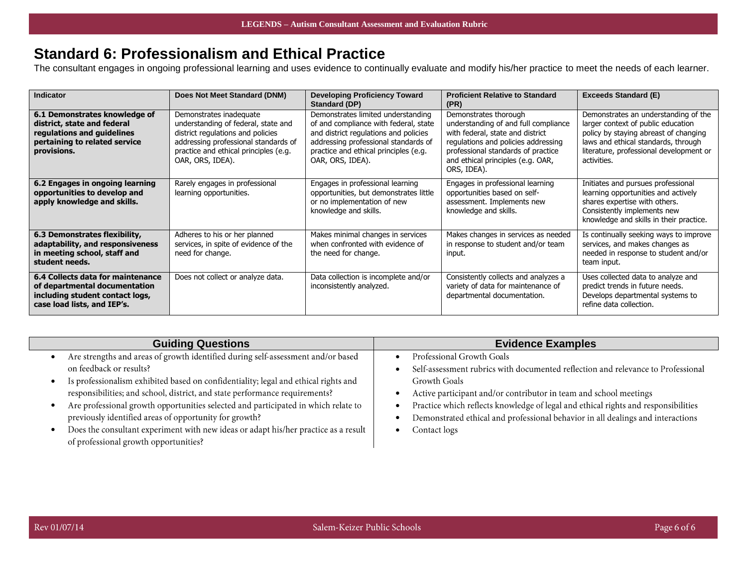# Standard 6: Professionalism and Ethical Practice

The consultant engages in ongoing professional learning and uses evidence to continually evaluate and modify his/her practice to meet the needs of each learner.

| Indicator | Does Not Meet Standard (DNM) | Developing Proficiency Toward Standard (DP) | Proficient Relative to Standard (PR) | Exceeds Standard (E) |
|---|---|---|---|---|
| **6.1 Demonstrates knowledge of district, state and federal regulations and guidelines pertaining to related service provisions.** | Demonstrates inadequate understanding of federal, state and district regulations and policies addressing professional standards of practice and ethical principles (e.g. OAR, ORS, IDEA). | Demonstrates limited understanding of and compliance with federal, state and district regulations and policies addressing professional standards of practice and ethical principles (e.g. OAR, ORS, IDEA). | Demonstrates thorough understanding of and full compliance with federal, state and district regulations and policies addressing professional standards of practice and ethical principles (e.g. OAR, ORS, IDEA). | Demonstrates an understanding of the larger context of public education policy by staying abreast of changing laws and ethical standards, through literature, professional development or activities. |
| **6.2 Engages in ongoing learning opportunities to develop and apply knowledge and skills.** | Rarely engages in professional learning opportunities. | Engages in professional learning opportunities, but demonstrates little or no implementation of new knowledge and skills. | Engages in professional learning opportunities based on self-assessment. Implements new knowledge and skills. | Initiates and pursues professional learning opportunities and actively shares expertise with others. Consistently implements new knowledge and skills in their practice. |
| **6.3 Demonstrates flexibility, adaptability, and responsiveness in meeting school, staff and student needs.** | Adheres to his or her planned services, in spite of evidence of the need for change. | Makes minimal changes in services when confronted with evidence of the need for change. | Makes changes in services as needed in response to student and/or team input. | Is continually seeking ways to improve services, and makes changes as needed in response to student and/or team input. |
| **6.4 Collects data for maintenance of departmental documentation including student contact logs, case load lists, and IEP's.** | Does not collect or analyze data. | Data collection is incomplete and/or inconsistently analyzed. | Consistently collects and analyzes a variety of data for maintenance of departmental documentation. | Uses collected data to analyze and predict trends in future needs. Develops departmental systems to refine data collection. |

| Guiding Questions | Evidence Examples |
|---|---|
| • Are strengths and areas of growth identified during self-assessment and/or based on feedback or results?<br>• Is professionalism exhibited based on confidentiality; legal and ethical rights and responsibilities; and school, district, and state performance requirements?<br>• Are professional growth opportunities selected and participated in which relate to previously identified areas of opportunity for growth?<br>• Does the consultant experiment with new ideas or adapt his/her practice as a result of professional growth opportunities? | • Professional Growth Goals<br>• Self-assessment rubrics with documented reflection and relevance to Professional Growth Goals<br>• Active participant and/or contributor in team and school meetings<br>• Practice which reflects knowledge of legal and ethical rights and responsibilities<br>• Demonstrated ethical and professional behavior in all dealings and interactions<br>• Contact logs |